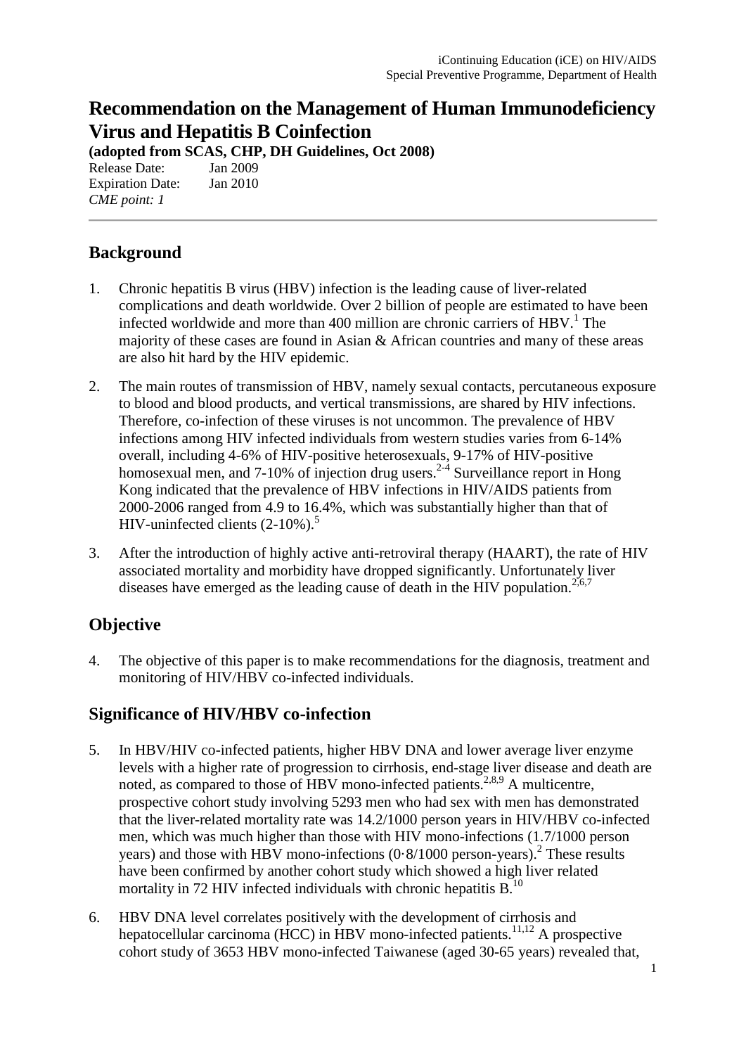iContinuing Education (iCE) on HIV/AIDS
Special Preventive Programme, Department of Health

# Recommendation on the Management of Human Immunodeficiency Virus and Hepatitis B Coinfection

**(adopted from SCAS, CHP, DH Guidelines, Oct 2008)**

Release Date: Jan 2009
Expiration Date: Jan 2010
*CME point: 1*

---

## Background

1. Chronic hepatitis B virus (HBV) infection is the leading cause of liver-related complications and death worldwide. Over 2 billion of people are estimated to have been infected worldwide and more than 400 million are chronic carriers of HBV.[1] The majority of these cases are found in Asian & African countries and many of these areas are also hit hard by the HIV epidemic.

2. The main routes of transmission of HBV, namely sexual contacts, percutaneous exposure to blood and blood products, and vertical transmissions, are shared by HIV infections. Therefore, co-infection of these viruses is not uncommon. The prevalence of HBV infections among HIV infected individuals from western studies varies from 6-14% overall, including 4-6% of HIV-positive heterosexuals, 9-17% of HIV-positive homosexual men, and 7-10% of injection drug users.[2-4] Surveillance report in Hong Kong indicated that the prevalence of HBV infections in HIV/AIDS patients from 2000-2006 ranged from 4.9 to 16.4%, which was substantially higher than that of HIV-uninfected clients (2-10%).[5]

3. After the introduction of highly active anti-retroviral therapy (HAART), the rate of HIV associated mortality and morbidity have dropped significantly. Unfortunately liver diseases have emerged as the leading cause of death in the HIV population.[2,6,7]

## Objective

4. The objective of this paper is to make recommendations for the diagnosis, treatment and monitoring of HIV/HBV co-infected individuals.

## Significance of HIV/HBV co-infection

5. In HBV/HIV co-infected patients, higher HBV DNA and lower average liver enzyme levels with a higher rate of progression to cirrhosis, end-stage liver disease and death are noted, as compared to those of HBV mono-infected patients.[2,8,9] A multicentre, prospective cohort study involving 5293 men who had sex with men has demonstrated that the liver-related mortality rate was 14.2/1000 person years in HIV/HBV co-infected men, which was much higher than those with HIV mono-infections (1.7/1000 person years) and those with HBV mono-infections (0·8/1000 person-years).[2] These results have been confirmed by another cohort study which showed a high liver related mortality in 72 HIV infected individuals with chronic hepatitis B.[10]

6. HBV DNA level correlates positively with the development of cirrhosis and hepatocellular carcinoma (HCC) in HBV mono-infected patients.[11,12] A prospective cohort study of 3653 HBV mono-infected Taiwanese (aged 30-65 years) revealed that,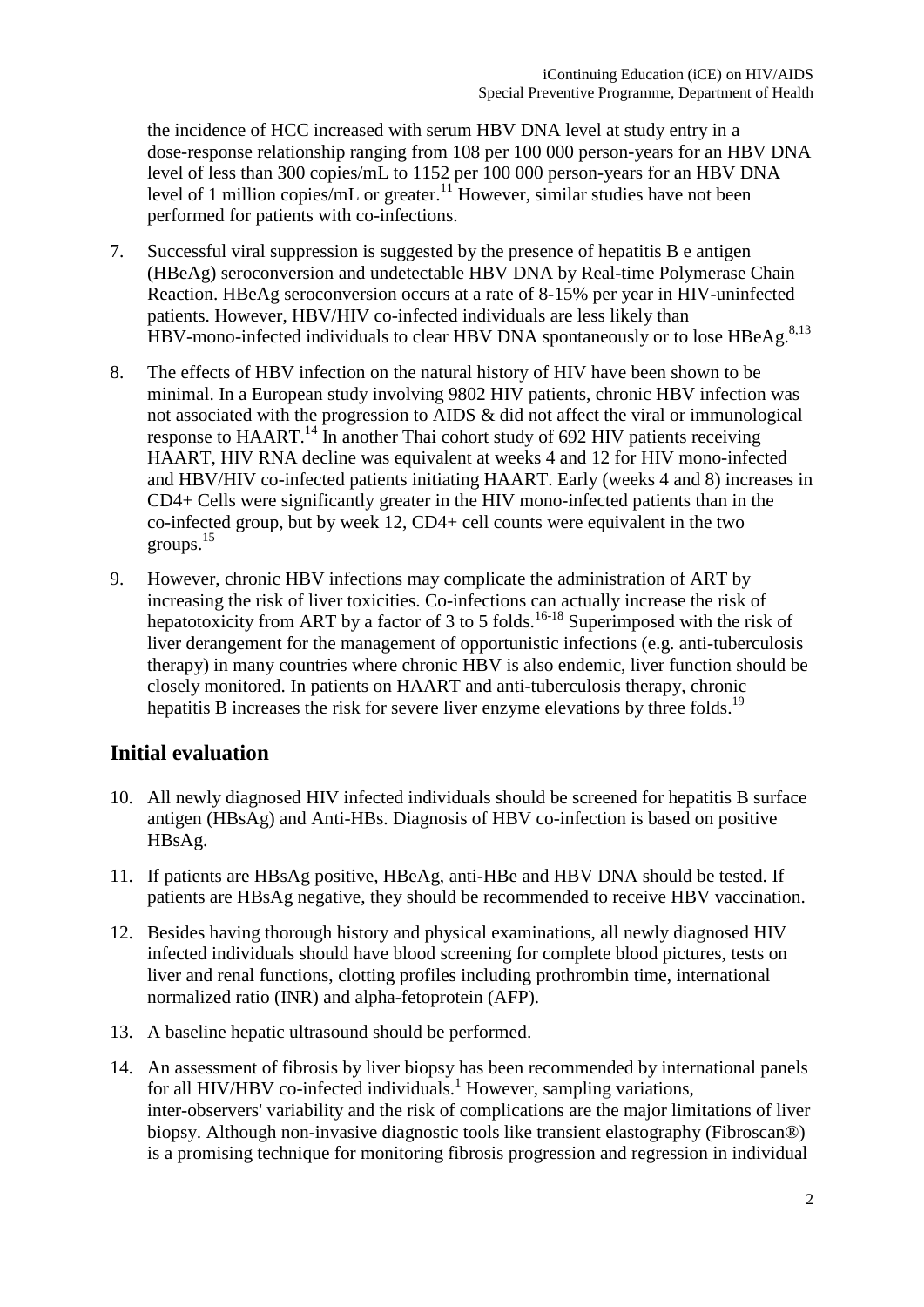the incidence of HCC increased with serum HBV DNA level at study entry in a dose-response relationship ranging from 108 per 100 000 person-years for an HBV DNA level of less than 300 copies/mL to 1152 per 100 000 person-years for an HBV DNA level of 1 million copies/mL or greater.[11] However, similar studies have not been performed for patients with co-infections.

7. Successful viral suppression is suggested by the presence of hepatitis B e antigen (HBeAg) seroconversion and undetectable HBV DNA by Real-time Polymerase Chain Reaction. HBeAg seroconversion occurs at a rate of 8-15% per year in HIV-uninfected patients. However, HBV/HIV co-infected individuals are less likely than HBV-mono-infected individuals to clear HBV DNA spontaneously or to lose HBeAg.[8,13]

8. The effects of HBV infection on the natural history of HIV have been shown to be minimal. In a European study involving 9802 HIV patients, chronic HBV infection was not associated with the progression to AIDS & did not affect the viral or immunological response to HAART.[14] In another Thai cohort study of 692 HIV patients receiving HAART, HIV RNA decline was equivalent at weeks 4 and 12 for HIV mono-infected and HBV/HIV co-infected patients initiating HAART. Early (weeks 4 and 8) increases in CD4+ Cells were significantly greater in the HIV mono-infected patients than in the co-infected group, but by week 12, CD4+ cell counts were equivalent in the two groups.[15]

9. However, chronic HBV infections may complicate the administration of ART by increasing the risk of liver toxicities. Co-infections can actually increase the risk of hepatotoxicity from ART by a factor of 3 to 5 folds.[16-18] Superimposed with the risk of liver derangement for the management of opportunistic infections (e.g. anti-tuberculosis therapy) in many countries where chronic HBV is also endemic, liver function should be closely monitored. In patients on HAART and anti-tuberculosis therapy, chronic hepatitis B increases the risk for severe liver enzyme elevations by three folds.[19]

## Initial evaluation

10. All newly diagnosed HIV infected individuals should be screened for hepatitis B surface antigen (HBsAg) and Anti-HBs. Diagnosis of HBV co-infection is based on positive HBsAg.

11. If patients are HBsAg positive, HBeAg, anti-HBe and HBV DNA should be tested. If patients are HBsAg negative, they should be recommended to receive HBV vaccination.

12. Besides having thorough history and physical examinations, all newly diagnosed HIV infected individuals should have blood screening for complete blood pictures, tests on liver and renal functions, clotting profiles including prothrombin time, international normalized ratio (INR) and alpha-fetoprotein (AFP).

13. A baseline hepatic ultrasound should be performed.

14. An assessment of fibrosis by liver biopsy has been recommended by international panels for all HIV/HBV co-infected individuals.[1] However, sampling variations, inter-observers' variability and the risk of complications are the major limitations of liver biopsy. Although non-invasive diagnostic tools like transient elastography (Fibroscan®) is a promising technique for monitoring fibrosis progression and regression in individual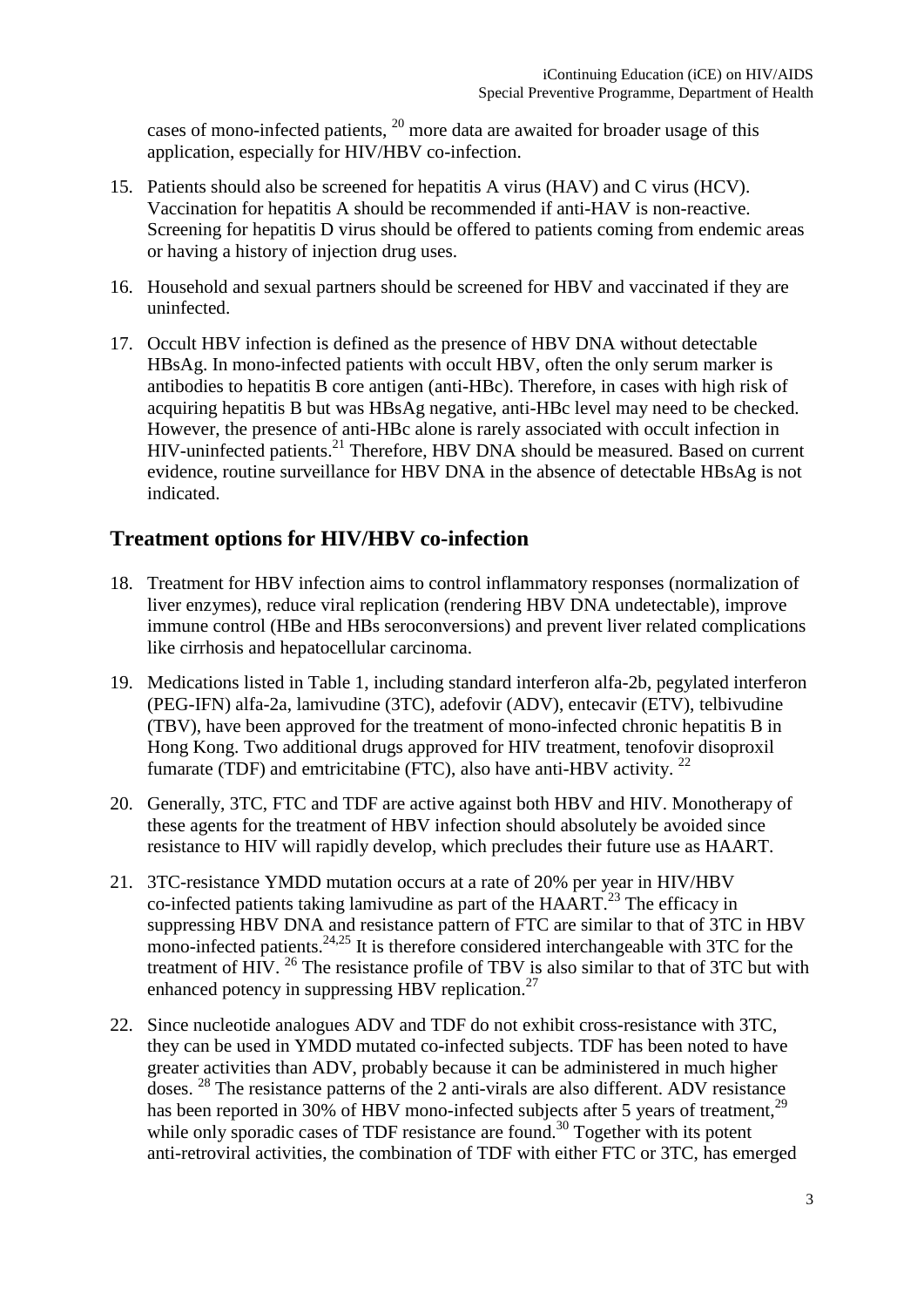cases of mono-infected patients, [20] more data are awaited for broader usage of this application, especially for HIV/HBV co-infection.

15. Patients should also be screened for hepatitis A virus (HAV) and C virus (HCV). Vaccination for hepatitis A should be recommended if anti-HAV is non-reactive. Screening for hepatitis D virus should be offered to patients coming from endemic areas or having a history of injection drug uses.

16. Household and sexual partners should be screened for HBV and vaccinated if they are uninfected.

17. Occult HBV infection is defined as the presence of HBV DNA without detectable HBsAg. In mono-infected patients with occult HBV, often the only serum marker is antibodies to hepatitis B core antigen (anti-HBc). Therefore, in cases with high risk of acquiring hepatitis B but was HBsAg negative, anti-HBc level may need to be checked. However, the presence of anti-HBc alone is rarely associated with occult infection in HIV-uninfected patients.[21] Therefore, HBV DNA should be measured. Based on current evidence, routine surveillance for HBV DNA in the absence of detectable HBsAg is not indicated.

## Treatment options for HIV/HBV co-infection

18. Treatment for HBV infection aims to control inflammatory responses (normalization of liver enzymes), reduce viral replication (rendering HBV DNA undetectable), improve immune control (HBe and HBs seroconversions) and prevent liver related complications like cirrhosis and hepatocellular carcinoma.

19. Medications listed in Table 1, including standard interferon alfa-2b, pegylated interferon (PEG-IFN) alfa-2a, lamivudine (3TC), adefovir (ADV), entecavir (ETV), telbivudine (TBV), have been approved for the treatment of mono-infected chronic hepatitis B in Hong Kong. Two additional drugs approved for HIV treatment, tenofovir disoproxil fumarate (TDF) and emtricitabine (FTC), also have anti-HBV activity. [22]

20. Generally, 3TC, FTC and TDF are active against both HBV and HIV. Monotherapy of these agents for the treatment of HBV infection should absolutely be avoided since resistance to HIV will rapidly develop, which precludes their future use as HAART.

21. 3TC-resistance YMDD mutation occurs at a rate of 20% per year in HIV/HBV co-infected patients taking lamivudine as part of the HAART.[23] The efficacy in suppressing HBV DNA and resistance pattern of FTC are similar to that of 3TC in HBV mono-infected patients.[24,25] It is therefore considered interchangeable with 3TC for the treatment of HIV. [26] The resistance profile of TBV is also similar to that of 3TC but with enhanced potency in suppressing HBV replication.[27]

22. Since nucleotide analogues ADV and TDF do not exhibit cross-resistance with 3TC, they can be used in YMDD mutated co-infected subjects. TDF has been noted to have greater activities than ADV, probably because it can be administered in much higher doses. [28] The resistance patterns of the 2 anti-virals are also different. ADV resistance has been reported in 30% of HBV mono-infected subjects after 5 years of treatment,[29] while only sporadic cases of TDF resistance are found.[30] Together with its potent anti-retroviral activities, the combination of TDF with either FTC or 3TC, has emerged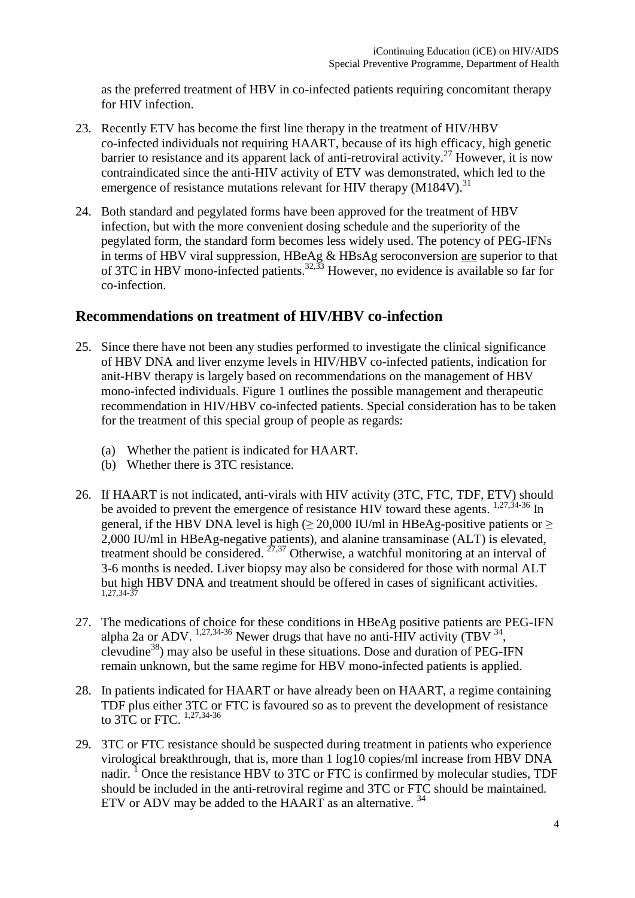as the preferred treatment of HBV in co-infected patients requiring concomitant therapy for HIV infection.

23. Recently ETV has become the first line therapy in the treatment of HIV/HBV co-infected individuals not requiring HAART, because of its high efficacy, high genetic barrier to resistance and its apparent lack of anti-retroviral activity.[27] However, it is now contraindicated since the anti-HIV activity of ETV was demonstrated, which led to the emergence of resistance mutations relevant for HIV therapy (M184V).[31]

24. Both standard and pegylated forms have been approved for the treatment of HBV infection, but with the more convenient dosing schedule and the superiority of the pegylated form, the standard form becomes less widely used. The potency of PEG-IFNs in terms of HBV viral suppression, HBeAg & HBsAg seroconversion are superior to that of 3TC in HBV mono-infected patients.[32,33] However, no evidence is available so far for co-infection.

## Recommendations on treatment of HIV/HBV co-infection

25. Since there have not been any studies performed to investigate the clinical significance of HBV DNA and liver enzyme levels in HIV/HBV co-infected patients, indication for anit-HBV therapy is largely based on recommendations on the management of HBV mono-infected individuals. Figure 1 outlines the possible management and therapeutic recommendation in HIV/HBV co-infected patients. Special consideration has to be taken for the treatment of this special group of people as regards:

    (a) Whether the patient is indicated for HAART.
    (b) Whether there is 3TC resistance.

26. If HAART is not indicated, anti-virals with HIV activity (3TC, FTC, TDF, ETV) should be avoided to prevent the emergence of resistance HIV toward these agents. [1,27,34-36] In general, if the HBV DNA level is high ($\geq$ 20,000 IU/ml in HBeAg-positive patients or $\geq$ 2,000 IU/ml in HBeAg-negative patients), and alanine transaminase (ALT) is elevated, treatment should be considered. [27,37] Otherwise, a watchful monitoring at an interval of 3-6 months is needed. Liver biopsy may also be considered for those with normal ALT but high HBV DNA and treatment should be offered in cases of significant activities. [1,27,34-37]

27. The medications of choice for these conditions in HBeAg positive patients are PEG-IFN alpha 2a or ADV. [1,27,34-36] Newer drugs that have no anti-HIV activity (TBV [34], clevudine[38]) may also be useful in these situations. Dose and duration of PEG-IFN remain unknown, but the same regime for HBV mono-infected patients is applied.

28. In patients indicated for HAART or have already been on HAART, a regime containing TDF plus either 3TC or FTC is favoured so as to prevent the development of resistance to 3TC or FTC. [1,27,34-36]

29. 3TC or FTC resistance should be suspected during treatment in patients who experience virological breakthrough, that is, more than 1 log10 copies/ml increase from HBV DNA nadir. [1] Once the resistance HBV to 3TC or FTC is confirmed by molecular studies, TDF should be included in the anti-retroviral regime and 3TC or FTC should be maintained. ETV or ADV may be added to the HAART as an alternative. [34]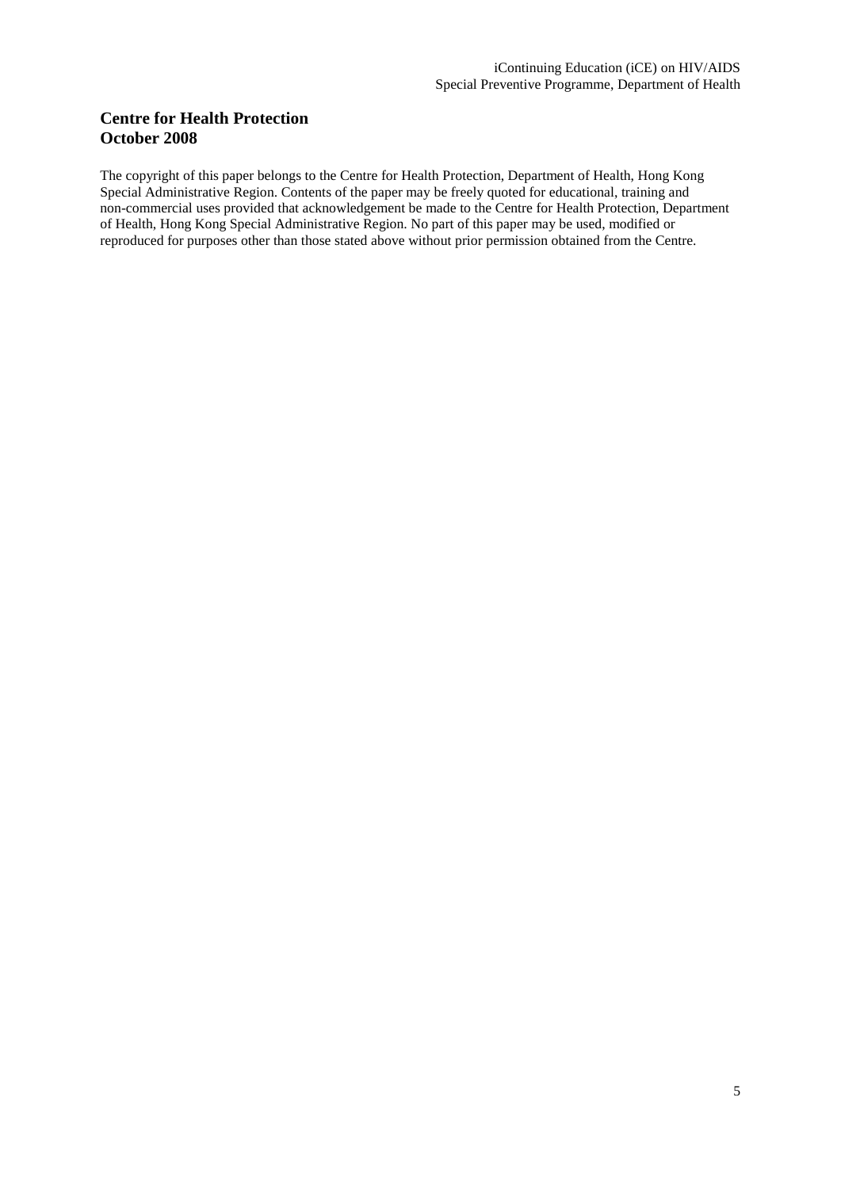**Centre for Health Protection**
**October 2008**

The copyright of this paper belongs to the Centre for Health Protection, Department of Health, Hong Kong Special Administrative Region. Contents of the paper may be freely quoted for educational, training and non-commercial uses provided that acknowledgement be made to the Centre for Health Protection, Department of Health, Hong Kong Special Administrative Region. No part of this paper may be used, modified or reproduced for purposes other than those stated above without prior permission obtained from the Centre.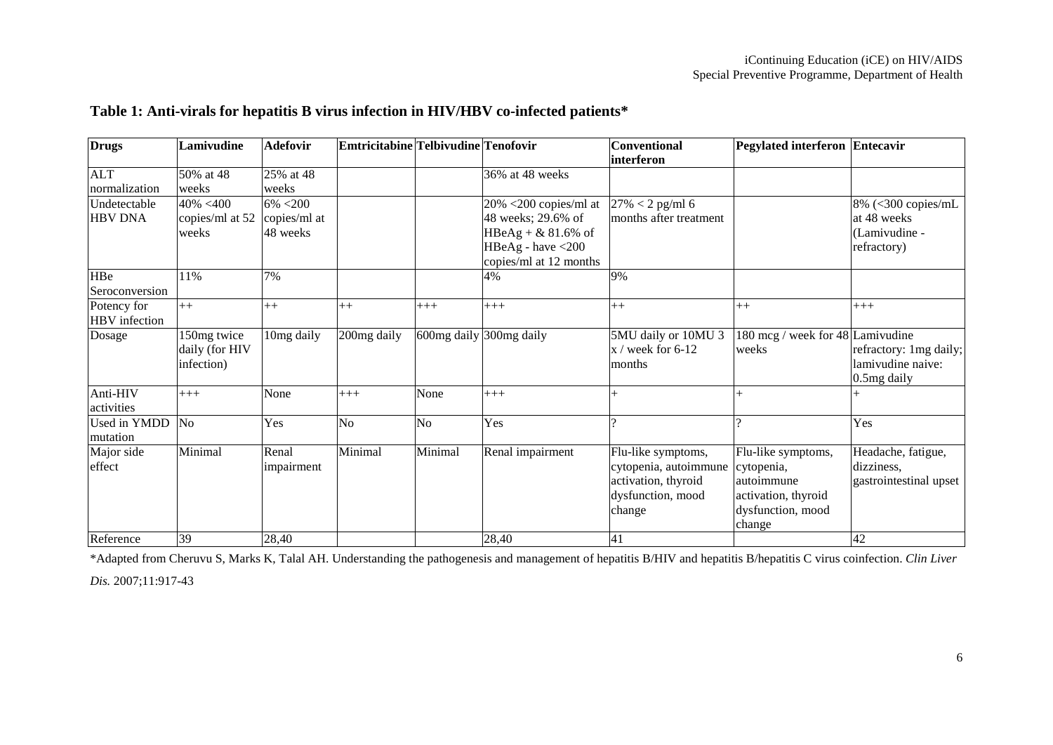## Table 1: Anti-virals for hepatitis B virus infection in HIV/HBV co-infected patients*

| Drugs | Lamivudine | Adefovir | Emtricitabine | Telbivudine | Tenofovir | Conventional interferon | Pegylated interferon | Entecavir |
|---|---|---|---|---|---|---|---|---|
| ALT normalization | 50% at 48 weeks | 25% at 48 weeks | | | 36% at 48 weeks | | | |
| Undetectable HBV DNA | 40% <400 copies/ml at 52 weeks | 6% <200 copies/ml at 48 weeks | | | 20% <200 copies/ml at 48 weeks; 29.6% of HBeAg + & 81.6% of HBeAg - have <200 copies/ml at 12 months | 27% < 2 pg/ml 6 months after treatment | | 8% (<300 copies/mL at 48 weeks (Lamivudine - refractory) |
| HBe Seroconversion | 11% | 7% | | | 4% | 9% | | |
| Potency for HBV infection | ++ | ++ | ++ | +++ | +++ | ++ | ++ | +++ |
| Dosage | 150mg twice daily (for HIV infection) | 10mg daily | 200mg daily | 600mg daily | 300mg daily | 5MU daily or 10MU 3 x / week for 6-12 months | 180 mcg / week for 48 weeks | Lamivudine refractory: 1mg daily; lamivudine naive: 0.5mg daily |
| Anti-HIV activities | +++ | None | +++ | None | +++ | + | + | + |
| Used in YMDD mutation | No | Yes | No | No | Yes | ? | ? | Yes |
| Major side effect | Minimal | Renal impairment | Minimal | Minimal | Renal impairment | Flu-like symptoms, cytopenia, autoimmune activation, thyroid dysfunction, mood change | Flu-like symptoms, cytopenia, autoimmune activation, thyroid dysfunction, mood change | Headache, fatigue, dizziness, gastrointestinal upset |
| Reference | 39 | 28,40 | | | 28,40 | 41 | | 42 |

*Adapted from Cheruvu S, Marks K, Talal AH. Understanding the pathogenesis and management of hepatitis B/HIV and hepatitis B/hepatitis C virus coinfection. *Clin Liver Dis.* 2007;11:917-43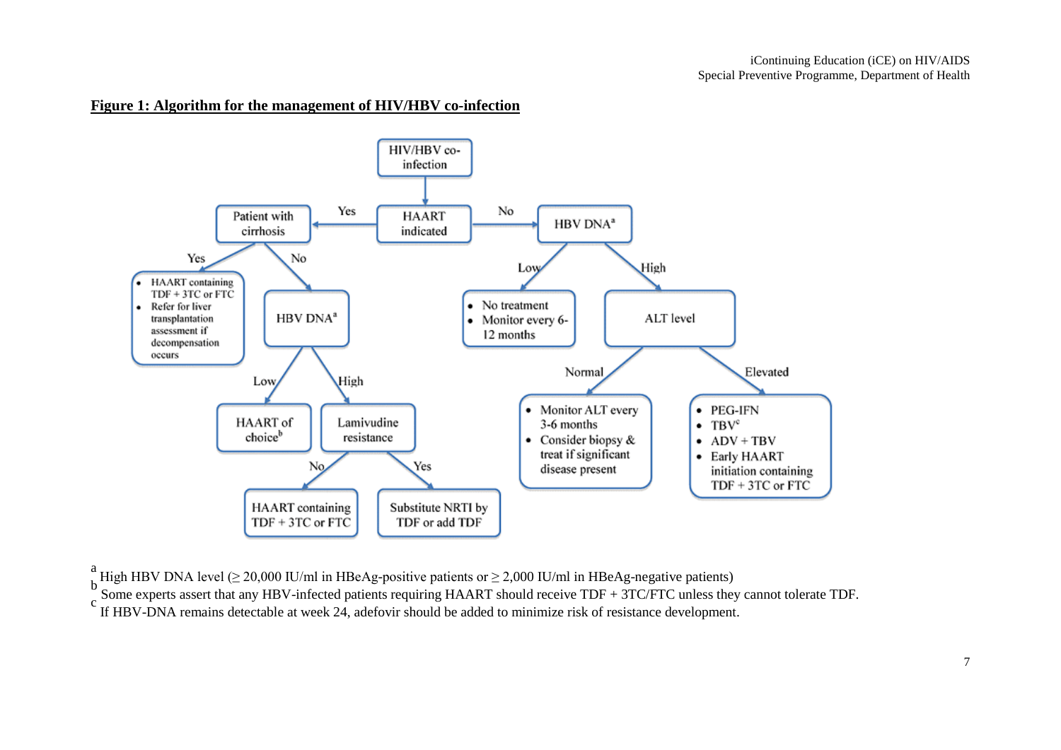**Figure 1: Algorithm for the management of HIV/HBV co-infection**

- HIV/HBV co-infection → HAART indicated
  - Yes → Patient with cirrhosis
    - Yes →
      - HAART containing TDF + 3TC or FTC
      - Refer for liver transplantation assessment if decompensation occurs
    - No → HBV DNA[a]
      - Low → HAART of choice[b]
      - High → Lamivudine resistance
        - No → HAART containing TDF + 3TC or FTC
        - Yes → Substitute NRTI by TDF or add TDF
  - No → HBV DNA[a]
    - Low →
      - No treatment
      - Monitor every 6-12 months
    - High → ALT level
      - Normal →
        - Monitor ALT every 3-6 months
        - Consider biopsy & treat if significant disease present
      - Elevated →
        - PEG-IFN
        - TBV[c]
        - ADV + TBV
        - Early HAART initiation containing TDF + 3TC or FTC

[a] High HBV DNA level ($\geq$ 20,000 IU/ml in HBeAg-positive patients or $\geq$ 2,000 IU/ml in HBeAg-negative patients)

[b] Some experts assert that any HBV-infected patients requiring HAART should receive TDF + 3TC/FTC unless they cannot tolerate TDF.

[c] If HBV-DNA remains detectable at week 24, adefovir should be added to minimize risk of resistance development.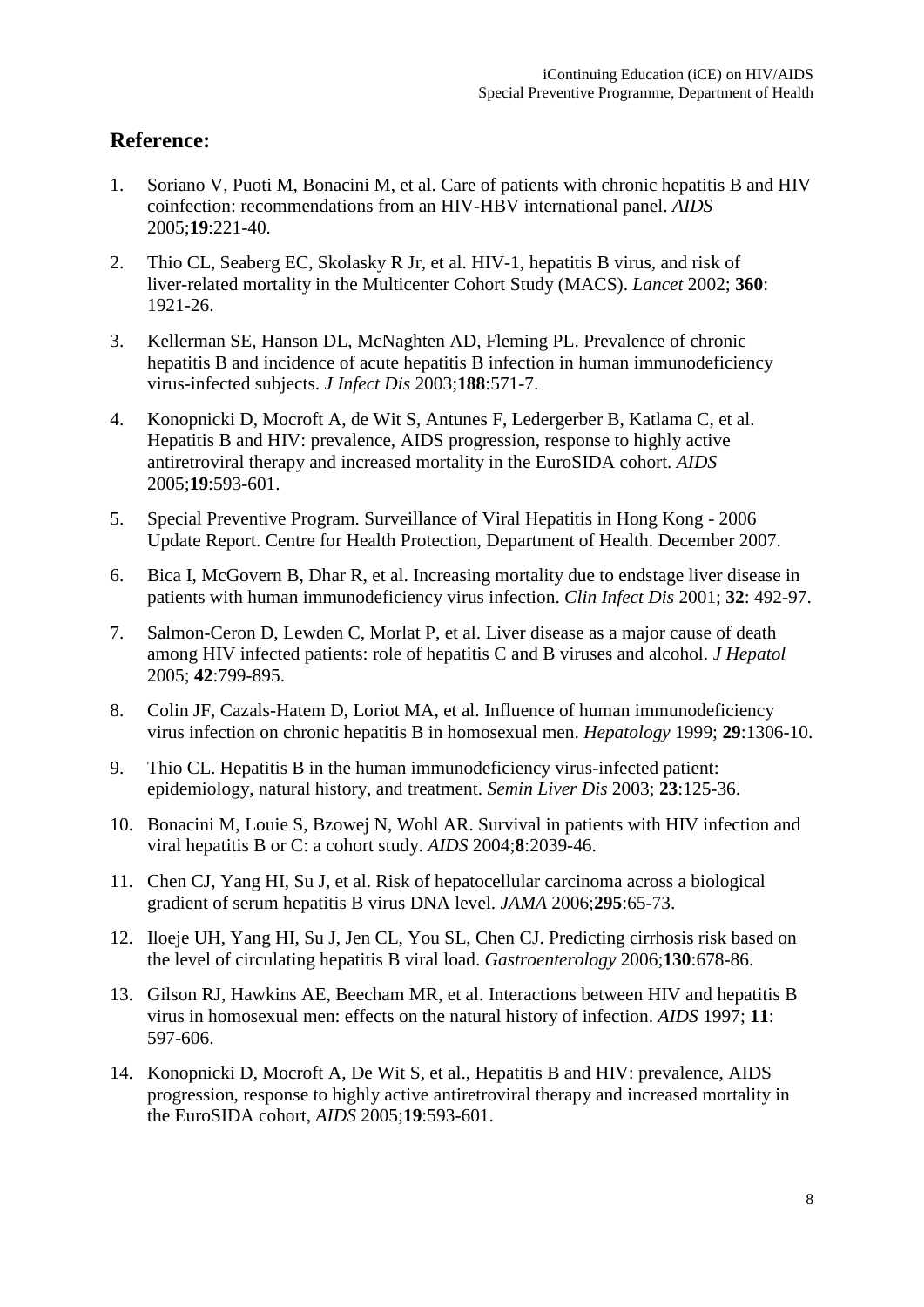## Reference:

1. Soriano V, Puoti M, Bonacini M, et al. Care of patients with chronic hepatitis B and HIV coinfection: recommendations from an HIV-HBV international panel. *AIDS* 2005;**19**:221-40.

2. Thio CL, Seaberg EC, Skolasky R Jr, et al. HIV-1, hepatitis B virus, and risk of liver-related mortality in the Multicenter Cohort Study (MACS). *Lancet* 2002; **360**: 1921-26.

3. Kellerman SE, Hanson DL, McNaghten AD, Fleming PL. Prevalence of chronic hepatitis B and incidence of acute hepatitis B infection in human immunodeficiency virus-infected subjects. *J Infect Dis* 2003;**188**:571-7.

4. Konopnicki D, Mocroft A, de Wit S, Antunes F, Ledergerber B, Katlama C, et al. Hepatitis B and HIV: prevalence, AIDS progression, response to highly active antiretroviral therapy and increased mortality in the EuroSIDA cohort. *AIDS* 2005;**19**:593-601.

5. Special Preventive Program. Surveillance of Viral Hepatitis in Hong Kong - 2006 Update Report. Centre for Health Protection, Department of Health. December 2007.

6. Bica I, McGovern B, Dhar R, et al. Increasing mortality due to endstage liver disease in patients with human immunodeficiency virus infection. *Clin Infect Dis* 2001; **32**: 492-97.

7. Salmon-Ceron D, Lewden C, Morlat P, et al. Liver disease as a major cause of death among HIV infected patients: role of hepatitis C and B viruses and alcohol. *J Hepatol* 2005; **42**:799-895.

8. Colin JF, Cazals-Hatem D, Loriot MA, et al. Influence of human immunodeficiency virus infection on chronic hepatitis B in homosexual men. *Hepatology* 1999; **29**:1306-10.

9. Thio CL. Hepatitis B in the human immunodeficiency virus-infected patient: epidemiology, natural history, and treatment. *Semin Liver Dis* 2003; **23**:125-36.

10. Bonacini M, Louie S, Bzowej N, Wohl AR. Survival in patients with HIV infection and viral hepatitis B or C: a cohort study. *AIDS* 2004;**8**:2039-46.

11. Chen CJ, Yang HI, Su J, et al. Risk of hepatocellular carcinoma across a biological gradient of serum hepatitis B virus DNA level. *JAMA* 2006;**295**:65-73.

12. Iloeje UH, Yang HI, Su J, Jen CL, You SL, Chen CJ. Predicting cirrhosis risk based on the level of circulating hepatitis B viral load. *Gastroenterology* 2006;**130**:678-86.

13. Gilson RJ, Hawkins AE, Beecham MR, et al. Interactions between HIV and hepatitis B virus in homosexual men: effects on the natural history of infection. *AIDS* 1997; **11**: 597-606.

14. Konopnicki D, Mocroft A, De Wit S, et al., Hepatitis B and HIV: prevalence, AIDS progression, response to highly active antiretroviral therapy and increased mortality in the EuroSIDA cohort, *AIDS* 2005;**19**:593-601.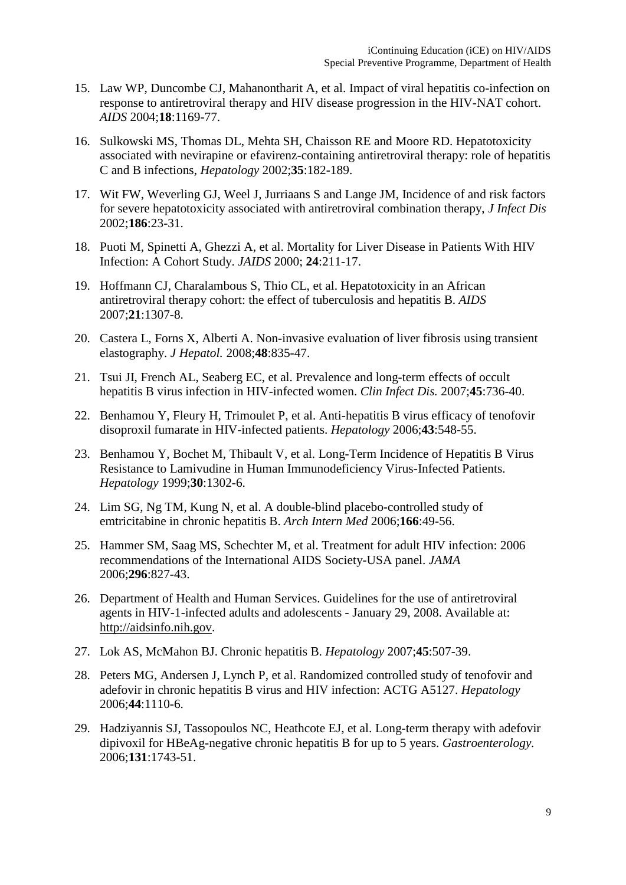15. Law WP, Duncombe CJ, Mahanontharit A, et al. Impact of viral hepatitis co-infection on response to antiretroviral therapy and HIV disease progression in the HIV-NAT cohort. *AIDS* 2004;**18**:1169-77.

16. Sulkowski MS, Thomas DL, Mehta SH, Chaisson RE and Moore RD. Hepatotoxicity associated with nevirapine or efavirenz-containing antiretroviral therapy: role of hepatitis C and B infections, *Hepatology* 2002;**35**:182-189.

17. Wit FW, Weverling GJ, Weel J, Jurriaans S and Lange JM, Incidence of and risk factors for severe hepatotoxicity associated with antiretroviral combination therapy, *J Infect Dis* 2002;**186**:23-31.

18. Puoti M, Spinetti A, Ghezzi A, et al. Mortality for Liver Disease in Patients With HIV Infection: A Cohort Study. *JAIDS* 2000; **24**:211-17.

19. Hoffmann CJ, Charalambous S, Thio CL, et al. Hepatotoxicity in an African antiretroviral therapy cohort: the effect of tuberculosis and hepatitis B. *AIDS* 2007;**21**:1307-8.

20. Castera L, Forns X, Alberti A. Non-invasive evaluation of liver fibrosis using transient elastography. *J Hepatol.* 2008;**48**:835-47.

21. Tsui JI, French AL, Seaberg EC, et al. Prevalence and long-term effects of occult hepatitis B virus infection in HIV-infected women. *Clin Infect Dis.* 2007;**45**:736-40.

22. Benhamou Y, Fleury H, Trimoulet P, et al. Anti-hepatitis B virus efficacy of tenofovir disoproxil fumarate in HIV-infected patients. *Hepatology* 2006;**43**:548-55.

23. Benhamou Y, Bochet M, Thibault V, et al. Long-Term Incidence of Hepatitis B Virus Resistance to Lamivudine in Human Immunodeficiency Virus-Infected Patients. *Hepatology* 1999;**30**:1302-6.

24. Lim SG, Ng TM, Kung N, et al. A double-blind placebo-controlled study of emtricitabine in chronic hepatitis B. *Arch Intern Med* 2006;**166**:49-56.

25. Hammer SM, Saag MS, Schechter M, et al. Treatment for adult HIV infection: 2006 recommendations of the International AIDS Society-USA panel. *JAMA* 2006;**296**:827-43.

26. Department of Health and Human Services. Guidelines for the use of antiretroviral agents in HIV-1-infected adults and adolescents - January 29, 2008. Available at: http://aidsinfo.nih.gov.

27. Lok AS, McMahon BJ. Chronic hepatitis B. *Hepatology* 2007;**45**:507-39.

28. Peters MG, Andersen J, Lynch P, et al. Randomized controlled study of tenofovir and adefovir in chronic hepatitis B virus and HIV infection: ACTG A5127. *Hepatology* 2006;**44**:1110-6.

29. Hadziyannis SJ, Tassopoulos NC, Heathcote EJ, et al. Long-term therapy with adefovir dipivoxil for HBeAg-negative chronic hepatitis B for up to 5 years. *Gastroenterology.* 2006;**131**:1743-51.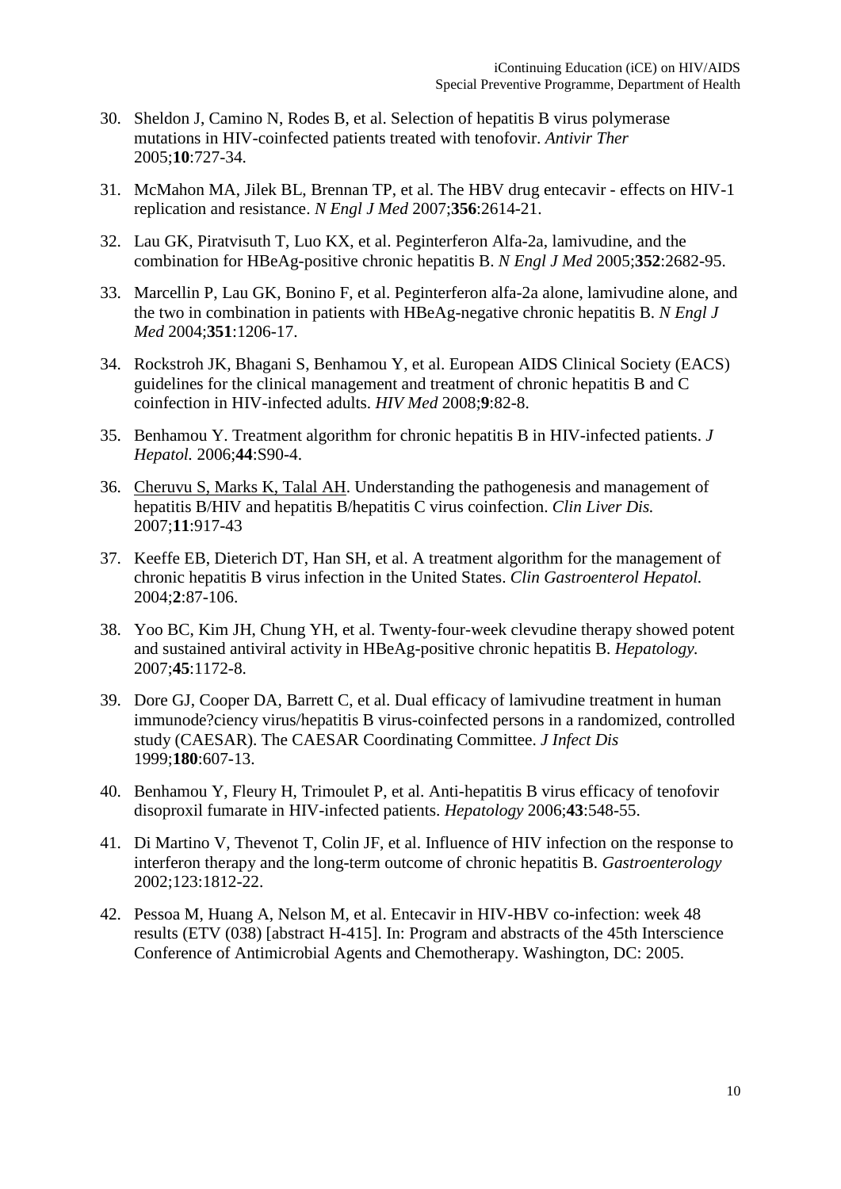30. Sheldon J, Camino N, Rodes B, et al. Selection of hepatitis B virus polymerase mutations in HIV-coinfected patients treated with tenofovir. *Antivir Ther* 2005;**10**:727-34.

31. McMahon MA, Jilek BL, Brennan TP, et al. The HBV drug entecavir - effects on HIV-1 replication and resistance. *N Engl J Med* 2007;**356**:2614-21.

32. Lau GK, Piratvisuth T, Luo KX, et al. Peginterferon Alfa-2a, lamivudine, and the combination for HBeAg-positive chronic hepatitis B. *N Engl J Med* 2005;**352**:2682-95.

33. Marcellin P, Lau GK, Bonino F, et al. Peginterferon alfa-2a alone, lamivudine alone, and the two in combination in patients with HBeAg-negative chronic hepatitis B. *N Engl J Med* 2004;**351**:1206-17.

34. Rockstroh JK, Bhagani S, Benhamou Y, et al. European AIDS Clinical Society (EACS) guidelines for the clinical management and treatment of chronic hepatitis B and C coinfection in HIV-infected adults. *HIV Med* 2008;**9**:82-8.

35. Benhamou Y. Treatment algorithm for chronic hepatitis B in HIV-infected patients. *J Hepatol.* 2006;**44**:S90-4.

36. Cheruvu S, Marks K, Talal AH. Understanding the pathogenesis and management of hepatitis B/HIV and hepatitis B/hepatitis C virus coinfection. *Clin Liver Dis.* 2007;**11**:917-43

37. Keeffe EB, Dieterich DT, Han SH, et al. A treatment algorithm for the management of chronic hepatitis B virus infection in the United States. *Clin Gastroenterol Hepatol.* 2004;**2**:87-106.

38. Yoo BC, Kim JH, Chung YH, et al. Twenty-four-week clevudine therapy showed potent and sustained antiviral activity in HBeAg-positive chronic hepatitis B. *Hepatology.* 2007;**45**:1172-8.

39. Dore GJ, Cooper DA, Barrett C, et al. Dual efficacy of lamivudine treatment in human immunode?ciency virus/hepatitis B virus-coinfected persons in a randomized, controlled study (CAESAR). The CAESAR Coordinating Committee. *J Infect Dis* 1999;**180**:607-13.

40. Benhamou Y, Fleury H, Trimoulet P, et al. Anti-hepatitis B virus efficacy of tenofovir disoproxil fumarate in HIV-infected patients. *Hepatology* 2006;**43**:548-55.

41. Di Martino V, Thevenot T, Colin JF, et al. Influence of HIV infection on the response to interferon therapy and the long-term outcome of chronic hepatitis B. *Gastroenterology* 2002;123:1812-22.

42. Pessoa M, Huang A, Nelson M, et al. Entecavir in HIV-HBV co-infection: week 48 results (ETV (038) [abstract H-415]. In: Program and abstracts of the 45th Interscience Conference of Antimicrobial Agents and Chemotherapy. Washington, DC: 2005.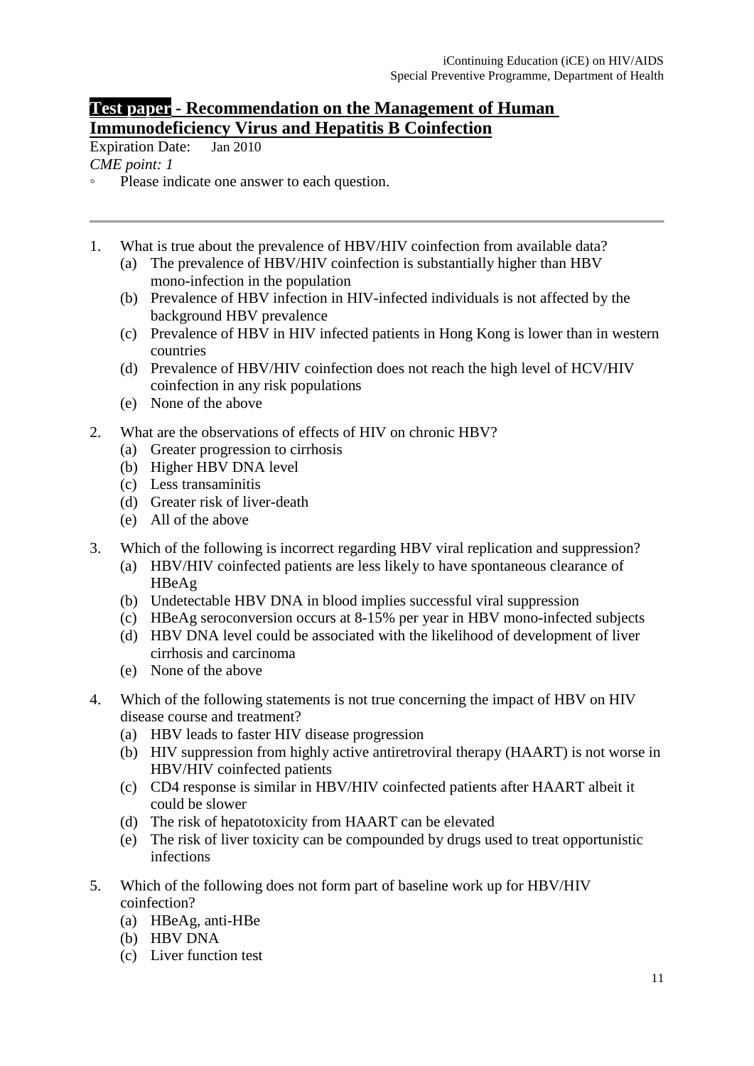## **Test paper - Recommendation on the Management of Human Immunodeficiency Virus and Hepatitis B Coinfection**

Expiration Date: Jan 2010

*CME point: 1*

- Please indicate one answer to each question.

---

1. What is true about the prevalence of HBV/HIV coinfection from available data?
   (a) The prevalence of HBV/HIV coinfection is substantially higher than HBV mono-infection in the population
   (b) Prevalence of HBV infection in HIV-infected individuals is not affected by the background HBV prevalence
   (c) Prevalence of HBV in HIV infected patients in Hong Kong is lower than in western countries
   (d) Prevalence of HBV/HIV coinfection does not reach the high level of HCV/HIV coinfection in any risk populations
   (e) None of the above

2. What are the observations of effects of HIV on chronic HBV?
   (a) Greater progression to cirrhosis
   (b) Higher HBV DNA level
   (c) Less transaminitis
   (d) Greater risk of liver-death
   (e) All of the above

3. Which of the following is incorrect regarding HBV viral replication and suppression?
   (a) HBV/HIV coinfected patients are less likely to have spontaneous clearance of HBeAg
   (b) Undetectable HBV DNA in blood implies successful viral suppression
   (c) HBeAg seroconversion occurs at 8-15% per year in HBV mono-infected subjects
   (d) HBV DNA level could be associated with the likelihood of development of liver cirrhosis and carcinoma
   (e) None of the above

4. Which of the following statements is not true concerning the impact of HBV on HIV disease course and treatment?
   (a) HBV leads to faster HIV disease progression
   (b) HIV suppression from highly active antiretroviral therapy (HAART) is not worse in HBV/HIV coinfected patients
   (c) CD4 response is similar in HBV/HIV coinfected patients after HAART albeit it could be slower
   (d) The risk of hepatotoxicity from HAART can be elevated
   (e) The risk of liver toxicity can be compounded by drugs used to treat opportunistic infections

5. Which of the following does not form part of baseline work up for HBV/HIV coinfection?
   (a) HBeAg, anti-HBe
   (b) HBV DNA
   (c) Liver function test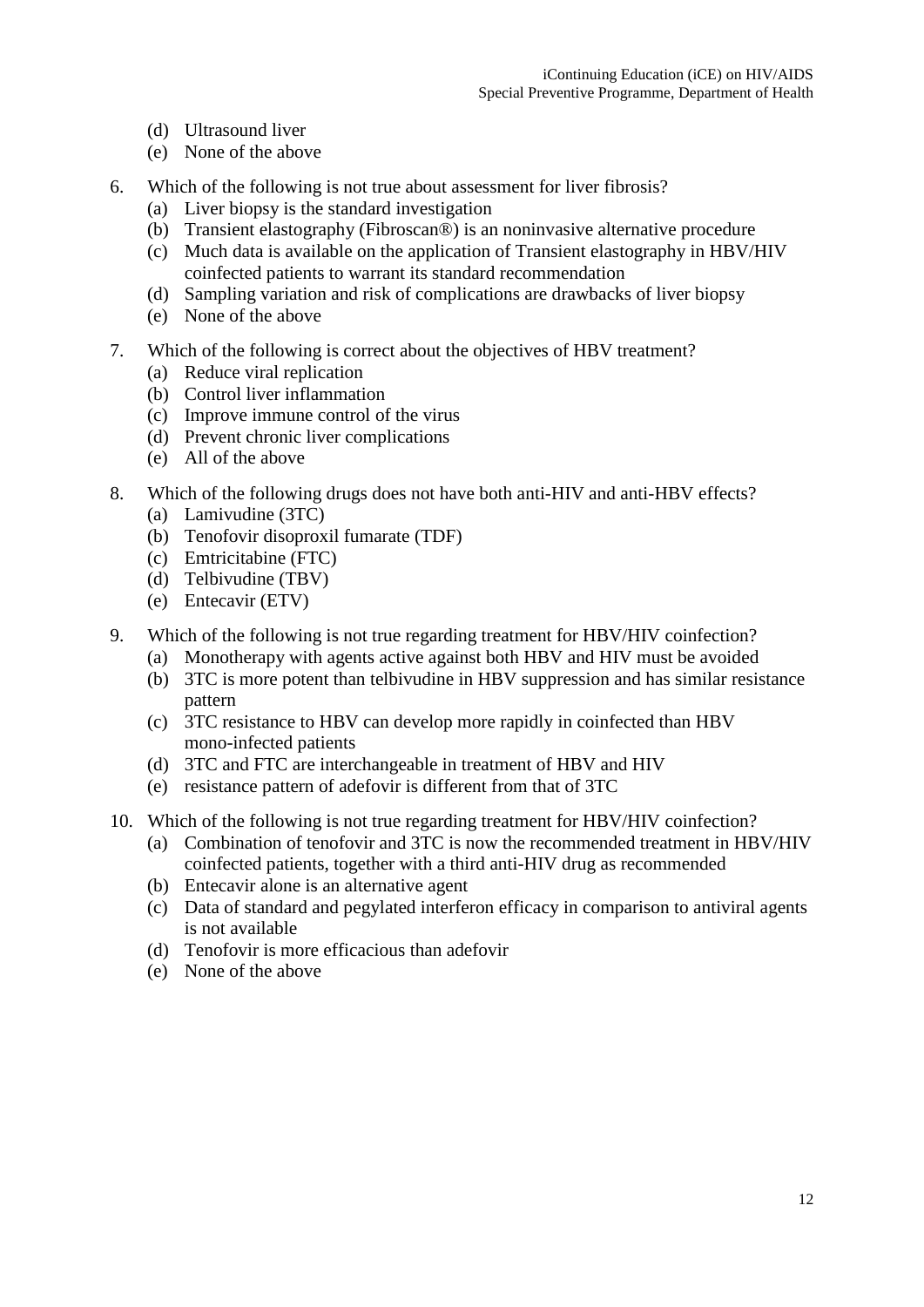(d) Ultrasound liver
(e) None of the above

6. Which of the following is not true about assessment for liver fibrosis?
   (a) Liver biopsy is the standard investigation
   (b) Transient elastography (Fibroscan®) is an noninvasive alternative procedure
   (c) Much data is available on the application of Transient elastography in HBV/HIV coinfected patients to warrant its standard recommendation
   (d) Sampling variation and risk of complications are drawbacks of liver biopsy
   (e) None of the above

7. Which of the following is correct about the objectives of HBV treatment?
   (a) Reduce viral replication
   (b) Control liver inflammation
   (c) Improve immune control of the virus
   (d) Prevent chronic liver complications
   (e) All of the above

8. Which of the following drugs does not have both anti-HIV and anti-HBV effects?
   (a) Lamivudine (3TC)
   (b) Tenofovir disoproxil fumarate (TDF)
   (c) Emtricitabine (FTC)
   (d) Telbivudine (TBV)
   (e) Entecavir (ETV)

9. Which of the following is not true regarding treatment for HBV/HIV coinfection?
   (a) Monotherapy with agents active against both HBV and HIV must be avoided
   (b) 3TC is more potent than telbivudine in HBV suppression and has similar resistance pattern
   (c) 3TC resistance to HBV can develop more rapidly in coinfected than HBV mono-infected patients
   (d) 3TC and FTC are interchangeable in treatment of HBV and HIV
   (e) resistance pattern of adefovir is different from that of 3TC

10. Which of the following is not true regarding treatment for HBV/HIV coinfection?
    (a) Combination of tenofovir and 3TC is now the recommended treatment in HBV/HIV coinfected patients, together with a third anti-HIV drug as recommended
    (b) Entecavir alone is an alternative agent
    (c) Data of standard and pegylated interferon efficacy in comparison to antiviral agents is not available
    (d) Tenofovir is more efficacious than adefovir
    (e) None of the above